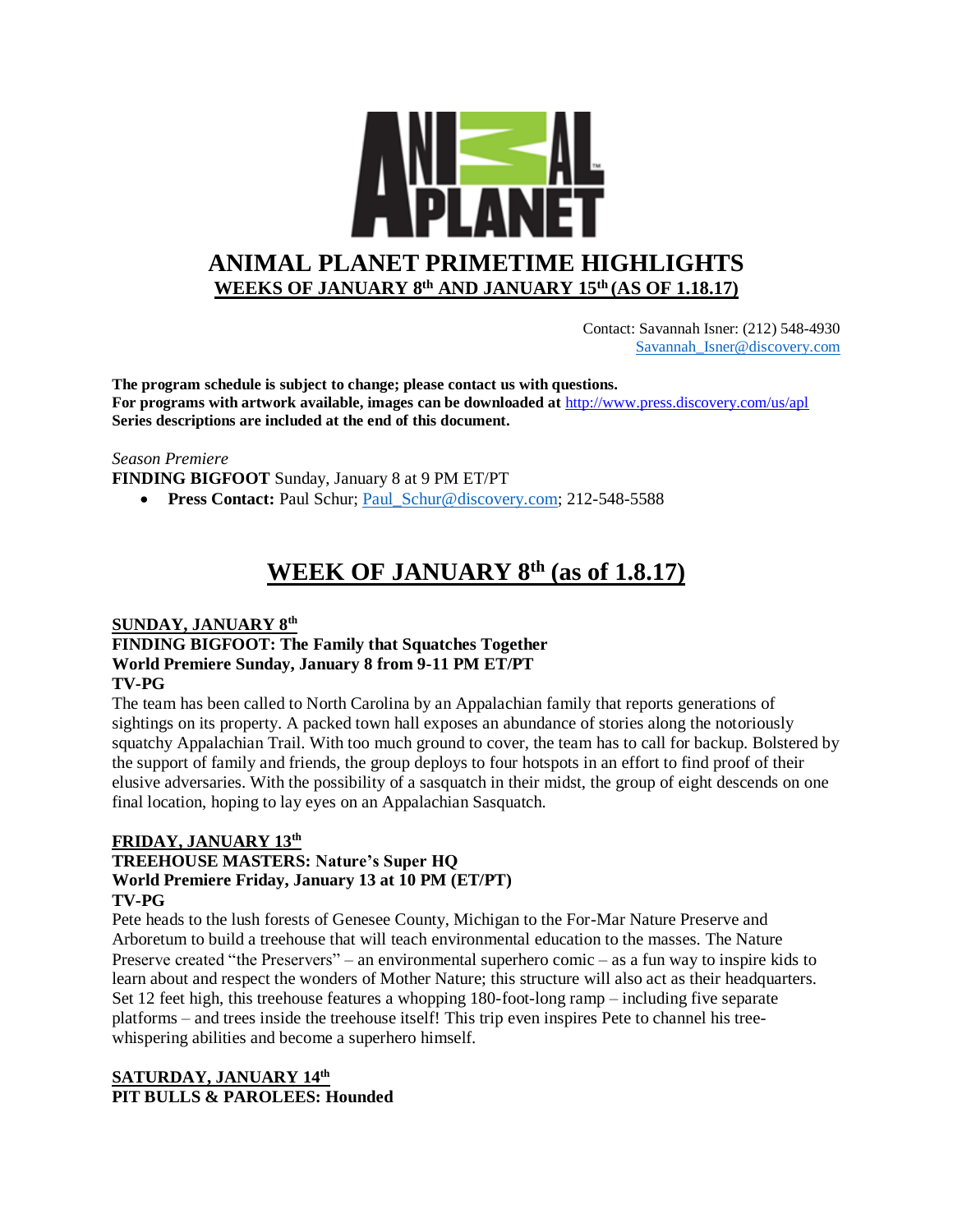# ANIMAL PLANET PRIMETIME HIGHLIGHTS

## WEEKS OF JANUARY 8th AND JANUARY 15th (AS OF 1.18.17)

Contact: Savannah Isner: (212) 548-4930
Savannah_Isner@discovery.com

**The program schedule is subject to change; please contact us with questions.**
**For programs with artwork available, images can be downloaded at** http://www.press.discovery.com/us/apl
**Series descriptions are included at the end of this document.**

*Season Premiere*
**FINDING BIGFOOT** Sunday, January 8 at 9 PM ET/PT

- **Press Contact:** Paul Schur; Paul_Schur@discovery.com; 212-548-5588

## WEEK OF JANUARY 8th (as of 1.8.17)

### SUNDAY, JANUARY 8th

**FINDING BIGFOOT: The Family that Squatches Together**
**World Premiere Sunday, January 8 from 9-11 PM ET/PT**
**TV-PG**

The team has been called to North Carolina by an Appalachian family that reports generations of sightings on its property. A packed town hall exposes an abundance of stories along the notoriously squatchy Appalachian Trail. With too much ground to cover, the team has to call for backup. Bolstered by the support of family and friends, the group deploys to four hotspots in an effort to find proof of their elusive adversaries. With the possibility of a sasquatch in their midst, the group of eight descends on one final location, hoping to lay eyes on an Appalachian Sasquatch.

### FRIDAY, JANUARY 13th

**TREEHOUSE MASTERS: Nature's Super HQ**
**World Premiere Friday, January 13 at 10 PM (ET/PT)**
**TV-PG**

Pete heads to the lush forests of Genesee County, Michigan to the For-Mar Nature Preserve and Arboretum to build a treehouse that will teach environmental education to the masses. The Nature Preserve created "the Preservers" – an environmental superhero comic – as a fun way to inspire kids to learn about and respect the wonders of Mother Nature; this structure will also act as their headquarters. Set 12 feet high, this treehouse features a whopping 180-foot-long ramp – including five separate platforms – and trees inside the treehouse itself! This trip even inspires Pete to channel his tree-whispering abilities and become a superhero himself.

### SATURDAY, JANUARY 14th

**PIT BULLS & PAROLEES: Hounded**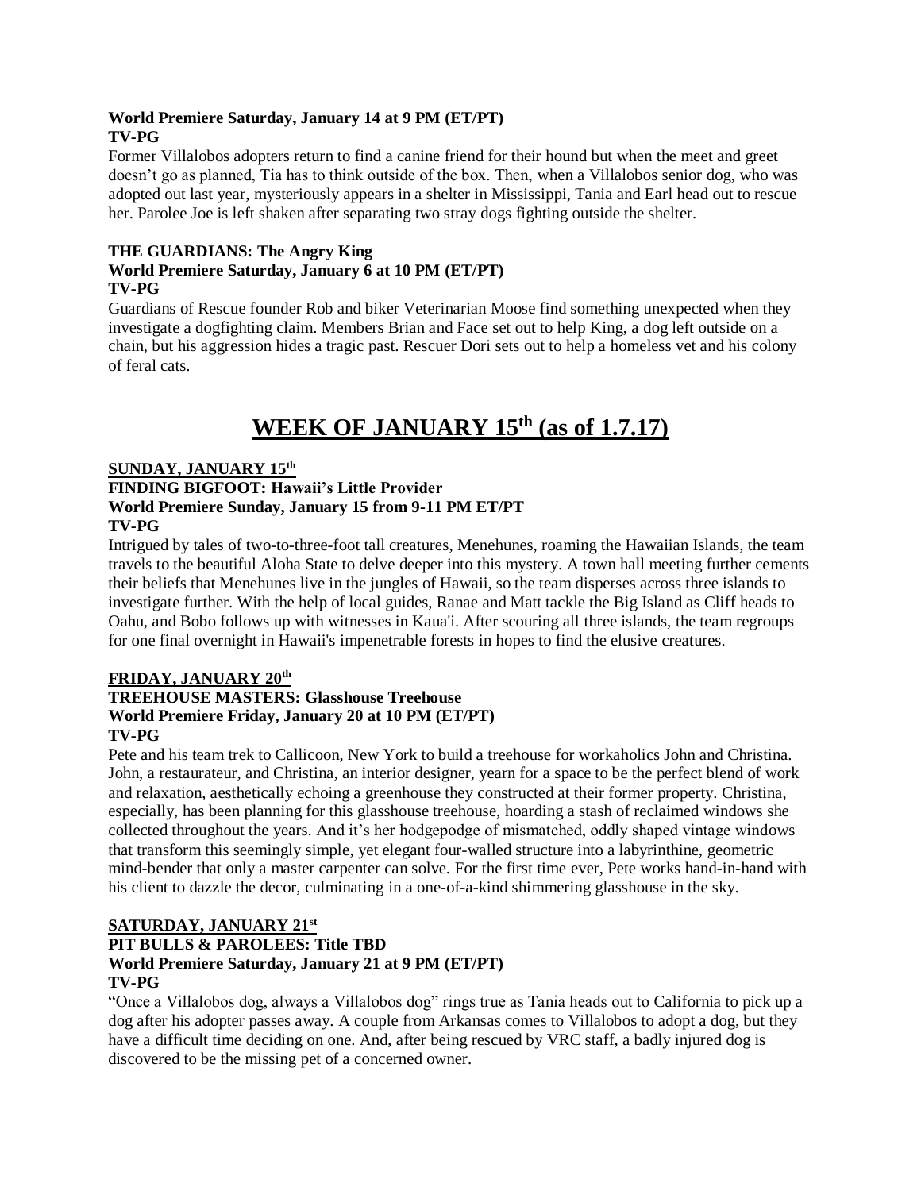**World Premiere Saturday, January 14 at 9 PM (ET/PT)**
**TV-PG**

Former Villalobos adopters return to find a canine friend for their hound but when the meet and greet doesn't go as planned, Tia has to think outside of the box. Then, when a Villalobos senior dog, who was adopted out last year, mysteriously appears in a shelter in Mississippi, Tania and Earl head out to rescue her. Parolee Joe is left shaken after separating two stray dogs fighting outside the shelter.

**THE GUARDIANS: The Angry King**
**World Premiere Saturday, January 6 at 10 PM (ET/PT)**
**TV-PG**

Guardians of Rescue founder Rob and biker Veterinarian Moose find something unexpected when they investigate a dogfighting claim. Members Brian and Face set out to help King, a dog left outside on a chain, but his aggression hides a tragic past. Rescuer Dori sets out to help a homeless vet and his colony of feral cats.

# WEEK OF JANUARY 15th (as of 1.7.17)

**SUNDAY, JANUARY 15th**

**FINDING BIGFOOT: Hawaii's Little Provider**
**World Premiere Sunday, January 15 from 9-11 PM ET/PT**
**TV-PG**

Intrigued by tales of two-to-three-foot tall creatures, Menehunes, roaming the Hawaiian Islands, the team travels to the beautiful Aloha State to delve deeper into this mystery. A town hall meeting further cements their beliefs that Menehunes live in the jungles of Hawaii, so the team disperses across three islands to investigate further. With the help of local guides, Ranae and Matt tackle the Big Island as Cliff heads to Oahu, and Bobo follows up with witnesses in Kaua'i. After scouring all three islands, the team regroups for one final overnight in Hawaii's impenetrable forests in hopes to find the elusive creatures.

**FRIDAY, JANUARY 20th**

**TREEHOUSE MASTERS: Glasshouse Treehouse**
**World Premiere Friday, January 20 at 10 PM (ET/PT)**
**TV-PG**

Pete and his team trek to Callicoon, New York to build a treehouse for workaholics John and Christina. John, a restaurateur, and Christina, an interior designer, yearn for a space to be the perfect blend of work and relaxation, aesthetically echoing a greenhouse they constructed at their former property. Christina, especially, has been planning for this glasshouse treehouse, hoarding a stash of reclaimed windows she collected throughout the years. And it's her hodgepodge of mismatched, oddly shaped vintage windows that transform this seemingly simple, yet elegant four-walled structure into a labyrinthine, geometric mind-bender that only a master carpenter can solve. For the first time ever, Pete works hand-in-hand with his client to dazzle the decor, culminating in a one-of-a-kind shimmering glasshouse in the sky.

**SATURDAY, JANUARY 21st**

**PIT BULLS & PAROLEES: Title TBD**
**World Premiere Saturday, January 21 at 9 PM (ET/PT)**
**TV-PG**

"Once a Villalobos dog, always a Villalobos dog" rings true as Tania heads out to California to pick up a dog after his adopter passes away. A couple from Arkansas comes to Villalobos to adopt a dog, but they have a difficult time deciding on one. And, after being rescued by VRC staff, a badly injured dog is discovered to be the missing pet of a concerned owner.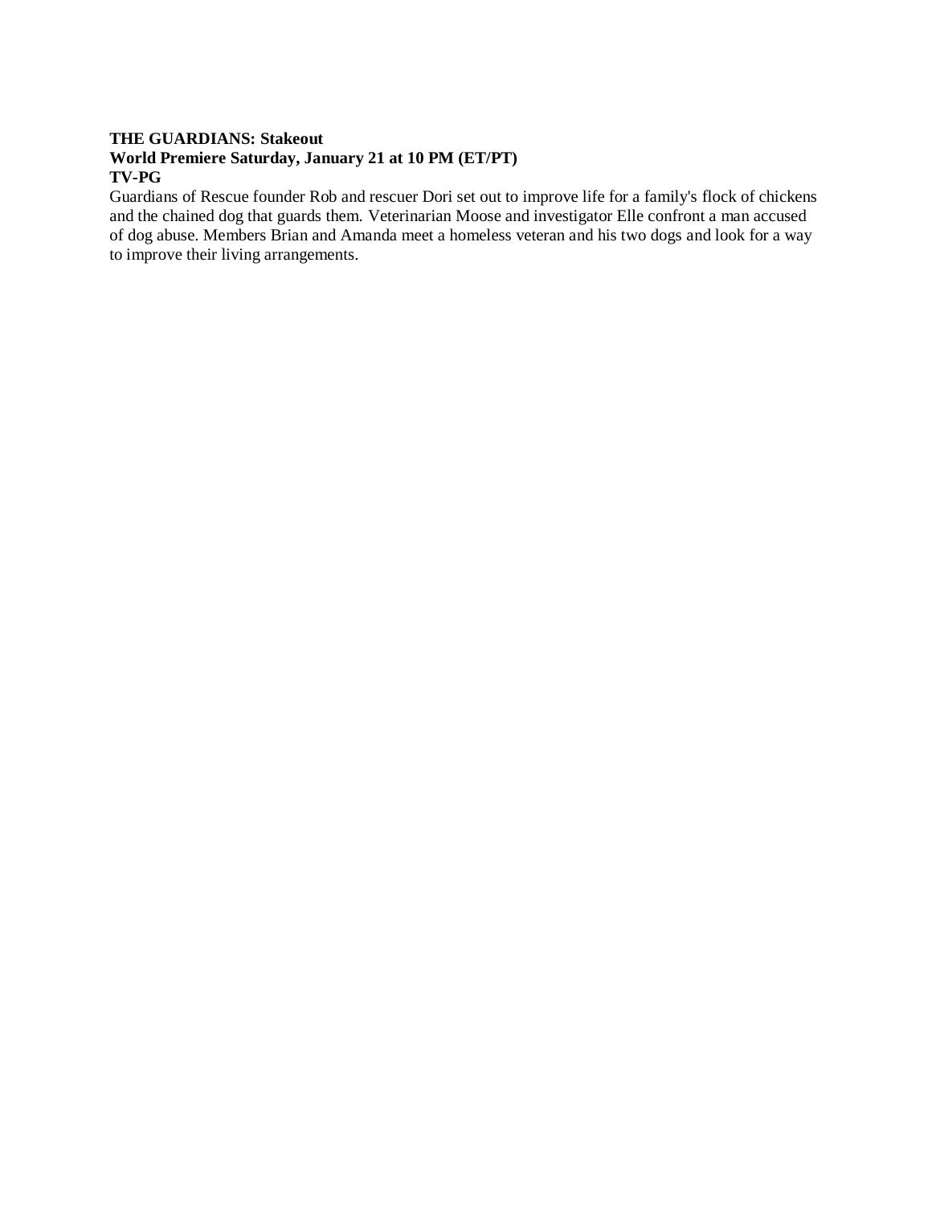**THE GUARDIANS: Stakeout**
**World Premiere Saturday, January 21 at 10 PM (ET/PT)**
**TV-PG**

Guardians of Rescue founder Rob and rescuer Dori set out to improve life for a family's flock of chickens and the chained dog that guards them. Veterinarian Moose and investigator Elle confront a man accused of dog abuse. Members Brian and Amanda meet a homeless veteran and his two dogs and look for a way to improve their living arrangements.